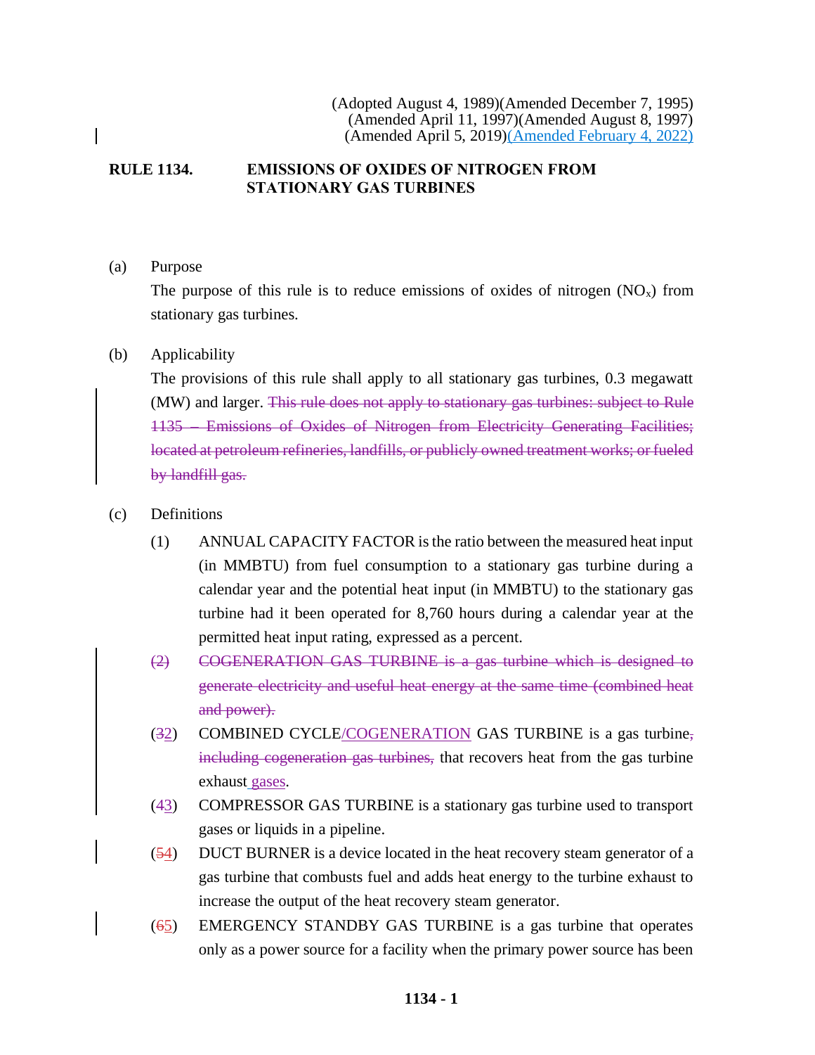(Adopted August 4, 1989)(Amended December 7, 1995)
(Amended April 11, 1997)(Amended August 8, 1997)
(Amended April 5, 2019)(Amended February 4, 2022)

# RULE 1134. EMISSIONS OF OXIDES OF NITROGEN FROM STATIONARY GAS TURBINES

(a) Purpose

The purpose of this rule is to reduce emissions of oxides of nitrogen ($NO_x$) from stationary gas turbines.

(b) Applicability

The provisions of this rule shall apply to all stationary gas turbines, 0.3 megawatt (MW) and larger. ~~This rule does not apply to stationary gas turbines: subject to Rule 1135 – Emissions of Oxides of Nitrogen from Electricity Generating Facilities; located at petroleum refineries, landfills, or publicly owned treatment works; or fueled by landfill gas.~~

(c) Definitions

(1) ANNUAL CAPACITY FACTOR is the ratio between the measured heat input (in MMBTU) from fuel consumption to a stationary gas turbine during a calendar year and the potential heat input (in MMBTU) to the stationary gas turbine had it been operated for 8,760 hours during a calendar year at the permitted heat input rating, expressed as a percent.

~~(2) COGENERATION GAS TURBINE is a gas turbine which is designed to generate electricity and useful heat energy at the same time (combined heat and power).~~

(~~3~~2) COMBINED CYCLE/COGENERATION GAS TURBINE is a gas turbine~~, including cogeneration gas turbines,~~ that recovers heat from the gas turbine exhaust gases.

(~~4~~3) COMPRESSOR GAS TURBINE is a stationary gas turbine used to transport gases or liquids in a pipeline.

(~~5~~4) DUCT BURNER is a device located in the heat recovery steam generator of a gas turbine that combusts fuel and adds heat energy to the turbine exhaust to increase the output of the heat recovery steam generator.

(~~6~~5) EMERGENCY STANDBY GAS TURBINE is a gas turbine that operates only as a power source for a facility when the primary power source has been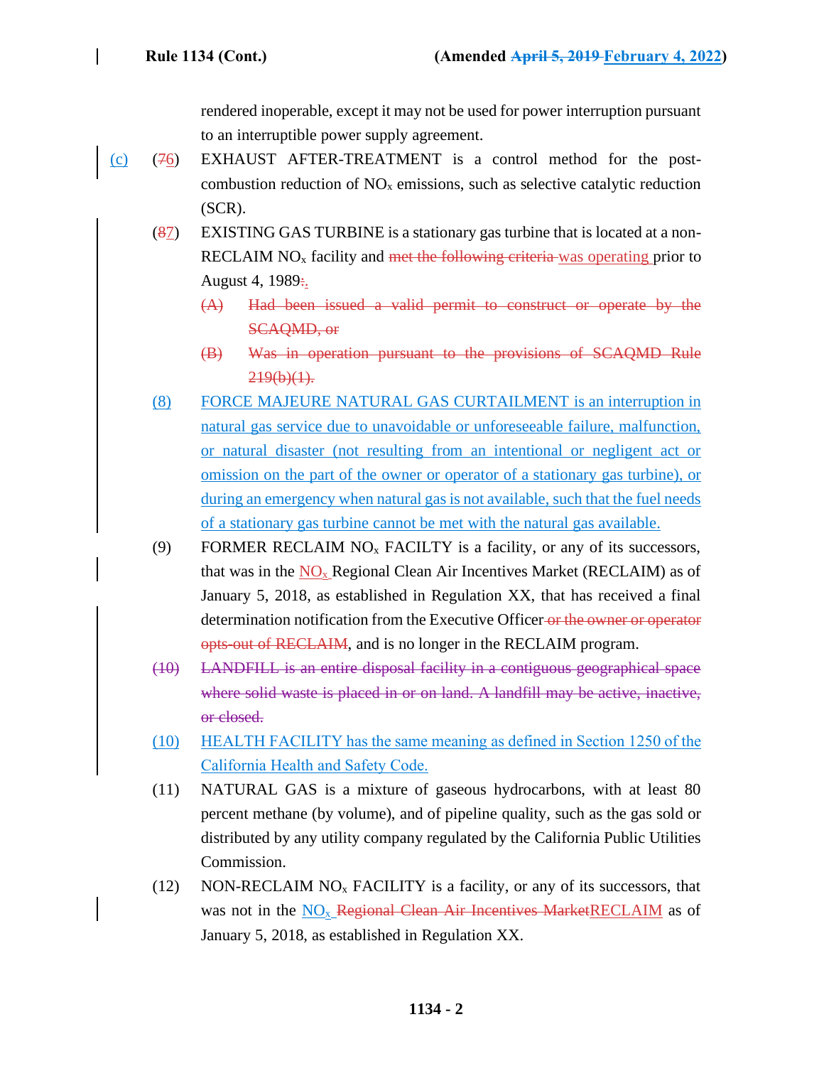rendered inoperable, except it may not be used for power interruption pursuant to an interruptible power supply agreement.

(c) (~~7~~6) EXHAUST AFTER-TREATMENT is a control method for the post-combustion reduction of $NO_x$ emissions, such as selective catalytic reduction (SCR).

(~~8~~7) EXISTING GAS TURBINE is a stationary gas turbine that is located at a non-RECLAIM $NO_x$ facility and ~~met the following criteria~~ was operating prior to August 4, 1989~~:~~.

~~(A) Had been issued a valid permit to construct or operate by the SCAQMD, or~~

~~(B) Was in operation pursuant to the provisions of SCAQMD Rule 219(b)(1).~~

(8) FORCE MAJEURE NATURAL GAS CURTAILMENT is an interruption in natural gas service due to unavoidable or unforeseeable failure, malfunction, or natural disaster (not resulting from an intentional or negligent act or omission on the part of the owner or operator of a stationary gas turbine), or during an emergency when natural gas is not available, such that the fuel needs of a stationary gas turbine cannot be met with the natural gas available.

(9) FORMER RECLAIM $NO_x$ FACILTY is a facility, or any of its successors, that was in the $NO_x$ Regional Clean Air Incentives Market (RECLAIM) as of January 5, 2018, as established in Regulation XX, that has received a final determination notification from the Executive Officer ~~or the owner or operator opts-out of RECLAIM~~, and is no longer in the RECLAIM program.

~~(10) LANDFILL is an entire disposal facility in a contiguous geographical space where solid waste is placed in or on land. A landfill may be active, inactive, or closed.~~

(10) HEALTH FACILITY has the same meaning as defined in Section 1250 of the California Health and Safety Code.

(11) NATURAL GAS is a mixture of gaseous hydrocarbons, with at least 80 percent methane (by volume), and of pipeline quality, such as the gas sold or distributed by any utility company regulated by the California Public Utilities Commission.

(12) NON-RECLAIM $NO_x$ FACILITY is a facility, or any of its successors, that was not in the $NO_x$ ~~Regional Clean Air Incentives Market~~ RECLAIM as of January 5, 2018, as established in Regulation XX.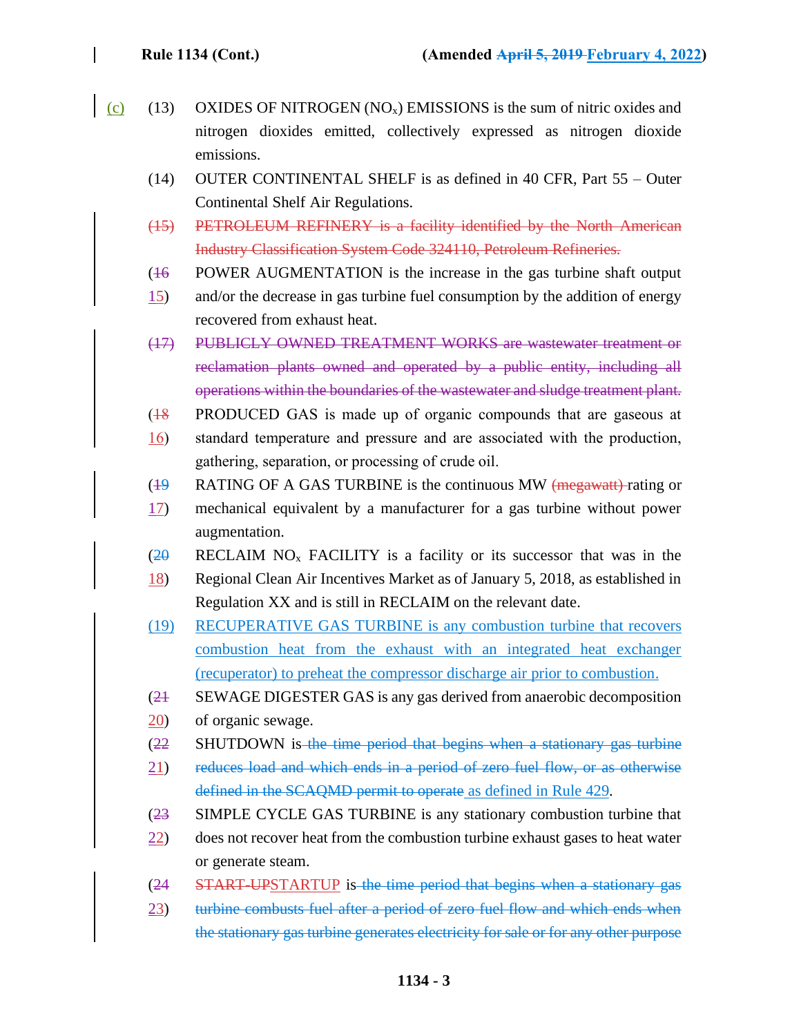(c) (13) OXIDES OF NITROGEN ($NO_x$) EMISSIONS is the sum of nitric oxides and nitrogen dioxides emitted, collectively expressed as nitrogen dioxide emissions.

(14) OUTER CONTINENTAL SHELF is as defined in 40 CFR, Part 55 – Outer Continental Shelf Air Regulations.

~~(15) PETROLEUM REFINERY is a facility identified by the North American Industry Classification System Code 324110, Petroleum Refineries.~~

(~~16~~ 15) POWER AUGMENTATION is the increase in the gas turbine shaft output and/or the decrease in gas turbine fuel consumption by the addition of energy recovered from exhaust heat.

~~(17) PUBLICLY OWNED TREATMENT WORKS are wastewater treatment or reclamation plants owned and operated by a public entity, including all operations within the boundaries of the wastewater and sludge treatment plant.~~

(~~18~~ 16) PRODUCED GAS is made up of organic compounds that are gaseous at standard temperature and pressure and are associated with the production, gathering, separation, or processing of crude oil.

(~~19~~ 17) RATING OF A GAS TURBINE is the continuous MW ~~(megawatt)~~ rating or mechanical equivalent by a manufacturer for a gas turbine without power augmentation.

(~~20~~ 18) RECLAIM $NO_x$ FACILITY is a facility or its successor that was in the Regional Clean Air Incentives Market as of January 5, 2018, as established in Regulation XX and is still in RECLAIM on the relevant date.

(19) RECUPERATIVE GAS TURBINE is any combustion turbine that recovers combustion heat from the exhaust with an integrated heat exchanger (recuperator) to preheat the compressor discharge air prior to combustion.

(~~21~~ 20) SEWAGE DIGESTER GAS is any gas derived from anaerobic decomposition of organic sewage.

(~~22~~ 21) SHUTDOWN is ~~the time period that begins when a stationary gas turbine reduces load and which ends in a period of zero fuel flow, or as otherwise defined in the SCAQMD permit to operate~~ as defined in Rule 429.

(~~23~~ 22) SIMPLE CYCLE GAS TURBINE is any stationary combustion turbine that does not recover heat from the combustion turbine exhaust gases to heat water or generate steam.

(~~24~~ 23) ~~START-UP~~STARTUP is ~~the time period that begins when a stationary gas turbine combusts fuel after a period of zero fuel flow and which ends when the stationary gas turbine generates electricity for sale or for any other purpose~~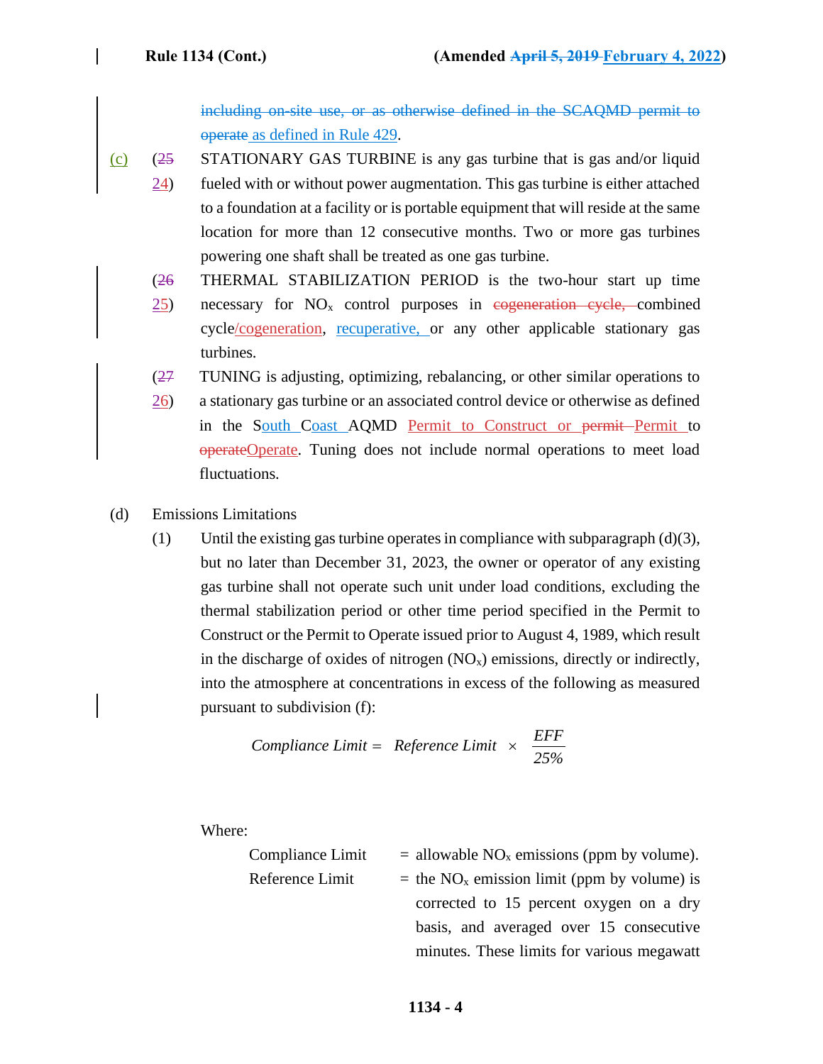including on-site use, or as otherwise defined in the SCAQMD permit to operate as defined in Rule 429.

(c) (25 24) STATIONARY GAS TURBINE is any gas turbine that is gas and/or liquid fueled with or without power augmentation. This gas turbine is either attached to a foundation at a facility or is portable equipment that will reside at the same location for more than 12 consecutive months. Two or more gas turbines powering one shaft shall be treated as one gas turbine.

(26 25) THERMAL STABILIZATION PERIOD is the two-hour start up time necessary for $NO_x$ control purposes in cogeneration cycle, combined cycle/cogeneration, recuperative, or any other applicable stationary gas turbines.

(27 26) TUNING is adjusting, optimizing, rebalancing, or other similar operations to a stationary gas turbine or an associated control device or otherwise as defined in the South Coast AQMD Permit to Construct or permit Permit to operateOperate. Tuning does not include normal operations to meet load fluctuations.

(d) Emissions Limitations

(1) Until the existing gas turbine operates in compliance with subparagraph (d)(3), but no later than December 31, 2023, the owner or operator of any existing gas turbine shall not operate such unit under load conditions, excluding the thermal stabilization period or other time period specified in the Permit to Construct or the Permit to Operate issued prior to August 4, 1989, which result in the discharge of oxides of nitrogen ($NO_x$) emissions, directly or indirectly, into the atmosphere at concentrations in excess of the following as measured pursuant to subdivision (f):

$$\textit{Compliance Limit} = \textit{Reference Limit} \times \frac{EFF}{25\%}$$

Where:

Compliance Limit = allowable $NO_x$ emissions (ppm by volume).

Reference Limit = the $NO_x$ emission limit (ppm by volume) is corrected to 15 percent oxygen on a dry basis, and averaged over 15 consecutive minutes. These limits for various megawatt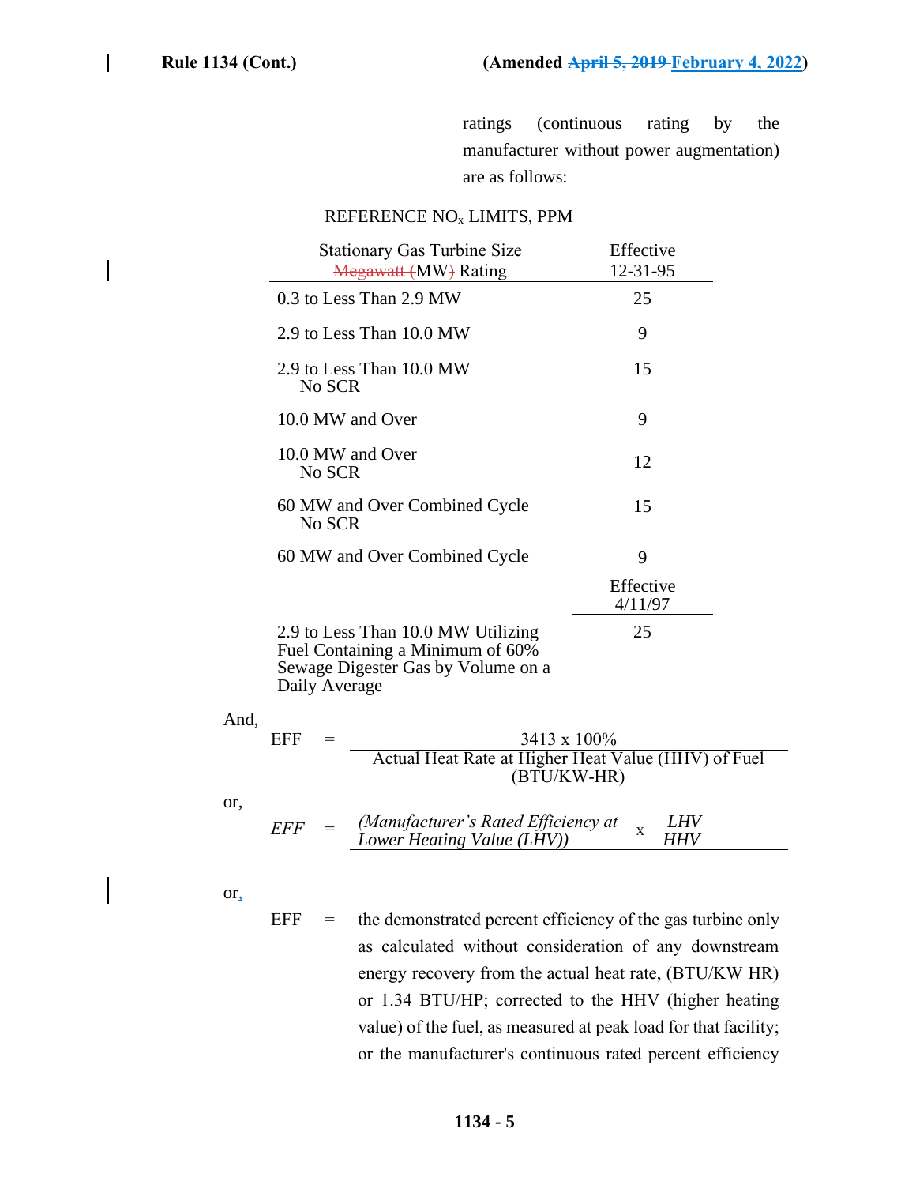ratings (continuous rating by the manufacturer without power augmentation) are as follows:

REFERENCE $NO_x$ LIMITS, PPM

| Stationary Gas Turbine Size ~~Megawatt (~~MW~~)~~ Rating | Effective 12-31-95 |
|---|---|
| 0.3 to Less Than 2.9 MW | 25 |
| 2.9 to Less Than 10.0 MW | 9 |
| 2.9 to Less Than 10.0 MW No SCR | 15 |
| 10.0 MW and Over | 9 |
| 10.0 MW and Over No SCR | 12 |
| 60 MW and Over Combined Cycle No SCR | 15 |
| 60 MW and Over Combined Cycle | 9 |
| | **Effective 4/11/97** |
| 2.9 to Less Than 10.0 MW Utilizing Fuel Containing a Minimum of 60% Sewage Digester Gas by Volume on a Daily Average | 25 |

And,

$$EFF = \frac{3413 \times 100\%}{\text{Actual Heat Rate at Higher Heat Value (HHV) of Fuel (BTU/KW-HR)}}$$

or,

$$EFF = \frac{\textit{(Manufacturer's Rated Efficiency at Lower Heating Value (LHV))} \times \frac{LHV}{HHV}}{}$$

or,

EFF = the demonstrated percent efficiency of the gas turbine only as calculated without consideration of any downstream energy recovery from the actual heat rate, (BTU/KW HR) or 1.34 BTU/HP; corrected to the HHV (higher heating value) of the fuel, as measured at peak load for that facility; or the manufacturer's continuous rated percent efficiency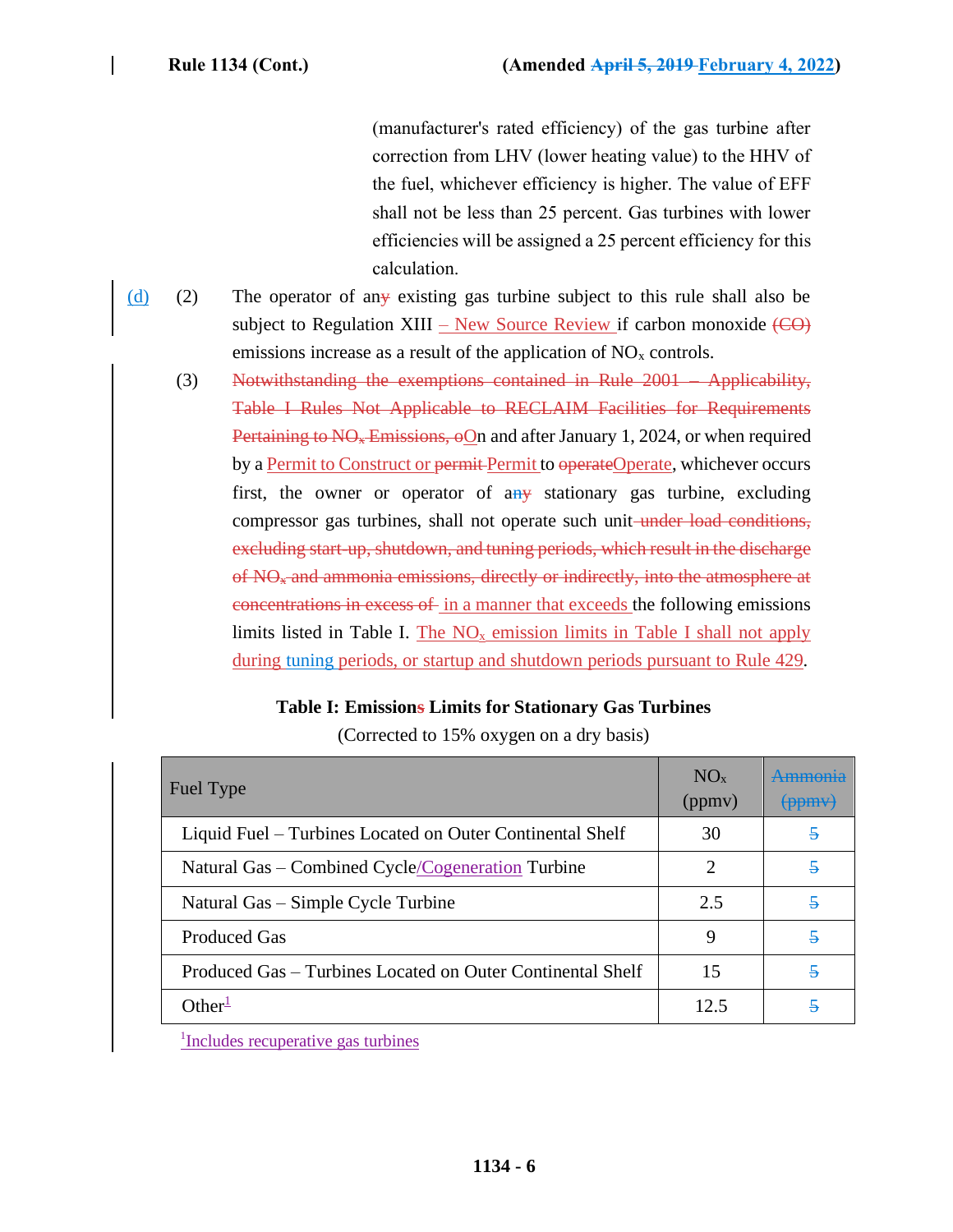(manufacturer's rated efficiency) of the gas turbine after correction from LHV (lower heating value) to the HHV of the fuel, whichever efficiency is higher. The value of EFF shall not be less than 25 percent. Gas turbines with lower efficiencies will be assigned a 25 percent efficiency for this calculation.

(d) (2) The operator of any existing gas turbine subject to this rule shall also be subject to Regulation XIII – New Source Review if carbon monoxide (CO) emissions increase as a result of the application of $NO_x$ controls.

(3) Notwithstanding the exemptions contained in Rule 2001 – Applicability, Table I Rules Not Applicable to RECLAIM Facilities for Requirements Pertaining to $NO_x$ Emissions, oOn and after January 1, 2024, or when required by a Permit to Construct or permit Permit to operateOperate, whichever occurs first, the owner or operator of anany stationary gas turbine, excluding compressor gas turbines, shall not operate such unit under load conditions, excluding start-up, shutdown, and tuning periods, which result in the discharge of $NO_x$ and ammonia emissions, directly or indirectly, into the atmosphere at concentrations in excess of in a manner that exceeds the following emissions limits listed in Table I. The $NO_x$ emission limits in Table I shall not apply during tuning periods, or startup and shutdown periods pursuant to Rule 429.

**Table I: Emissionss Limits for Stationary Gas Turbines**

(Corrected to 15% oxygen on a dry basis)

| Fuel Type | $NO_x$ (ppmv) | Ammonia (ppmv) |
|---|---|---|
| Liquid Fuel – Turbines Located on Outer Continental Shelf | 30 | 5 |
| Natural Gas – Combined Cycle/Cogeneration Turbine | 2 | 5 |
| Natural Gas – Simple Cycle Turbine | 2.5 | 5 |
| Produced Gas | 9 | 5 |
| Produced Gas – Turbines Located on Outer Continental Shelf | 15 | 5 |
| Other[1] | 12.5 | 5 |

[1] Includes recuperative gas turbines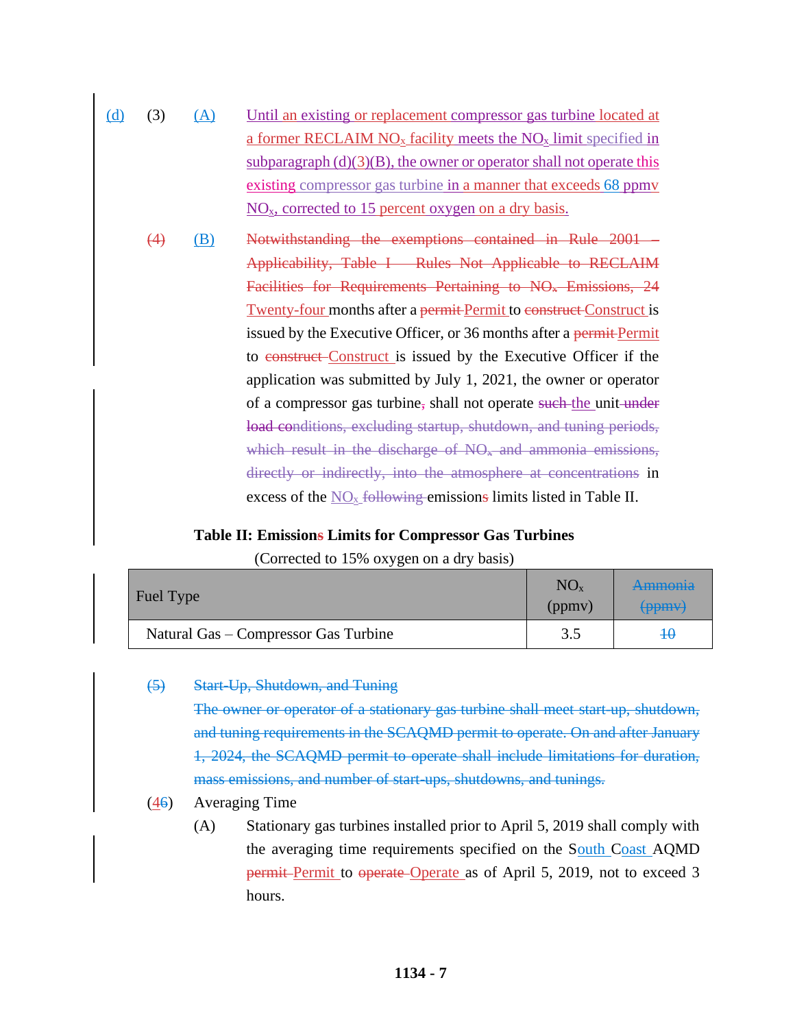(d) (3) (A) Until an existing or replacement compressor gas turbine located at a former RECLAIM $NO_x$ facility meets the $NO_x$ limit specified in subparagraph (d)(3)(B), the owner or operator shall not operate this existing compressor gas turbine in a manner that exceeds 68 ppmv $NO_x$, corrected to 15 percent oxygen on a dry basis.

(4) (B) Notwithstanding the exemptions contained in Rule 2001 – Applicability, Table I – Rules Not Applicable to RECLAIM Facilities for Requirements Pertaining to $NO_x$ Emissions, 24 Twenty-four months after a permit Permit to construct Construct is issued by the Executive Officer, or 36 months after a permit Permit to construct Construct is issued by the Executive Officer if the application was submitted by July 1, 2021, the owner or operator of a compressor gas turbine, shall not operate such the unit under load conditions, excluding startup, shutdown, and tuning periods, which result in the discharge of $NO_x$ and ammonia emissions, directly or indirectly, into the atmosphere at concentrations in excess of the $NO_x$ following emissions limits listed in Table II.

**Table II: Emissions Limits for Compressor Gas Turbines**

(Corrected to 15% oxygen on a dry basis)

| Fuel Type | $NO_x$ (ppmv) | ~~Ammonia (ppmv)~~ |
|---|---|---|
| Natural Gas – Compressor Gas Turbine | 3.5 | ~~10~~ |

~~(5) Start-Up, Shutdown, and Tuning~~

~~The owner or operator of a stationary gas turbine shall meet start-up, shutdown, and tuning requirements in the SCAQMD permit to operate. On and after January 1, 2024, the SCAQMD permit to operate shall include limitations for duration, mass emissions, and number of start-ups, shutdowns, and tunings.~~

(4~~6~~) Averaging Time

(A) Stationary gas turbines installed prior to April 5, 2019 shall comply with the averaging time requirements specified on the South Coast AQMD permit Permit to operate Operate as of April 5, 2019, not to exceed 3 hours.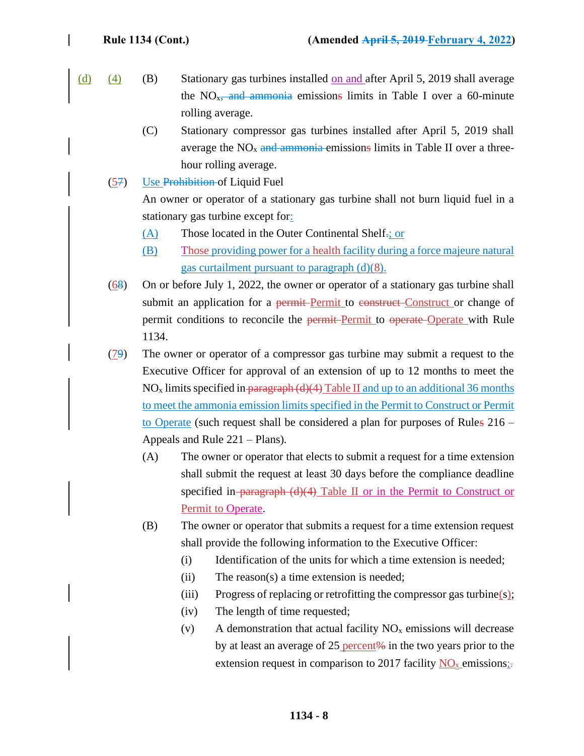(d) (4) (B) Stationary gas turbines installed on and after April 5, 2019 shall average the $NO_x$, and ammonia emissions limits in Table I over a 60-minute rolling average.

(C) Stationary compressor gas turbines installed after April 5, 2019 shall average the $NO_x$ and ammonia emissions limits in Table II over a three-hour rolling average.

(57) Use Prohibition of Liquid Fuel

An owner or operator of a stationary gas turbine shall not burn liquid fuel in a stationary gas turbine except for:

(A) Those located in the Outer Continental Shelf.; or

(B) Those providing power for a health facility during a force majeure natural gas curtailment pursuant to paragraph (d)(8).

(68) On or before July 1, 2022, the owner or operator of a stationary gas turbine shall submit an application for a permit Permit to construct Construct or change of permit conditions to reconcile the permit Permit to operate Operate with Rule 1134.

(79) The owner or operator of a compressor gas turbine may submit a request to the Executive Officer for approval of an extension of up to 12 months to meet the $NO_x$ limits specified in paragraph (d)(4) Table II and up to an additional 36 months to meet the ammonia emission limits specified in the Permit to Construct or Permit to Operate (such request shall be considered a plan for purposes of Rules 216 – Appeals and Rule 221 – Plans).

(A) The owner or operator that elects to submit a request for a time extension shall submit the request at least 30 days before the compliance deadline specified in paragraph (d)(4) Table II or in the Permit to Construct or Permit to Operate.

(B) The owner or operator that submits a request for a time extension request shall provide the following information to the Executive Officer:

(i) Identification of the units for which a time extension is needed;

(ii) The reason(s) a time extension is needed;

(iii) Progress of replacing or retrofitting the compressor gas turbine(s);

(iv) The length of time requested;

(v) A demonstration that actual facility $NO_x$ emissions will decrease by at least an average of 25 percent% in the two years prior to the extension request in comparison to 2017 facility $NO_x$ emissions;.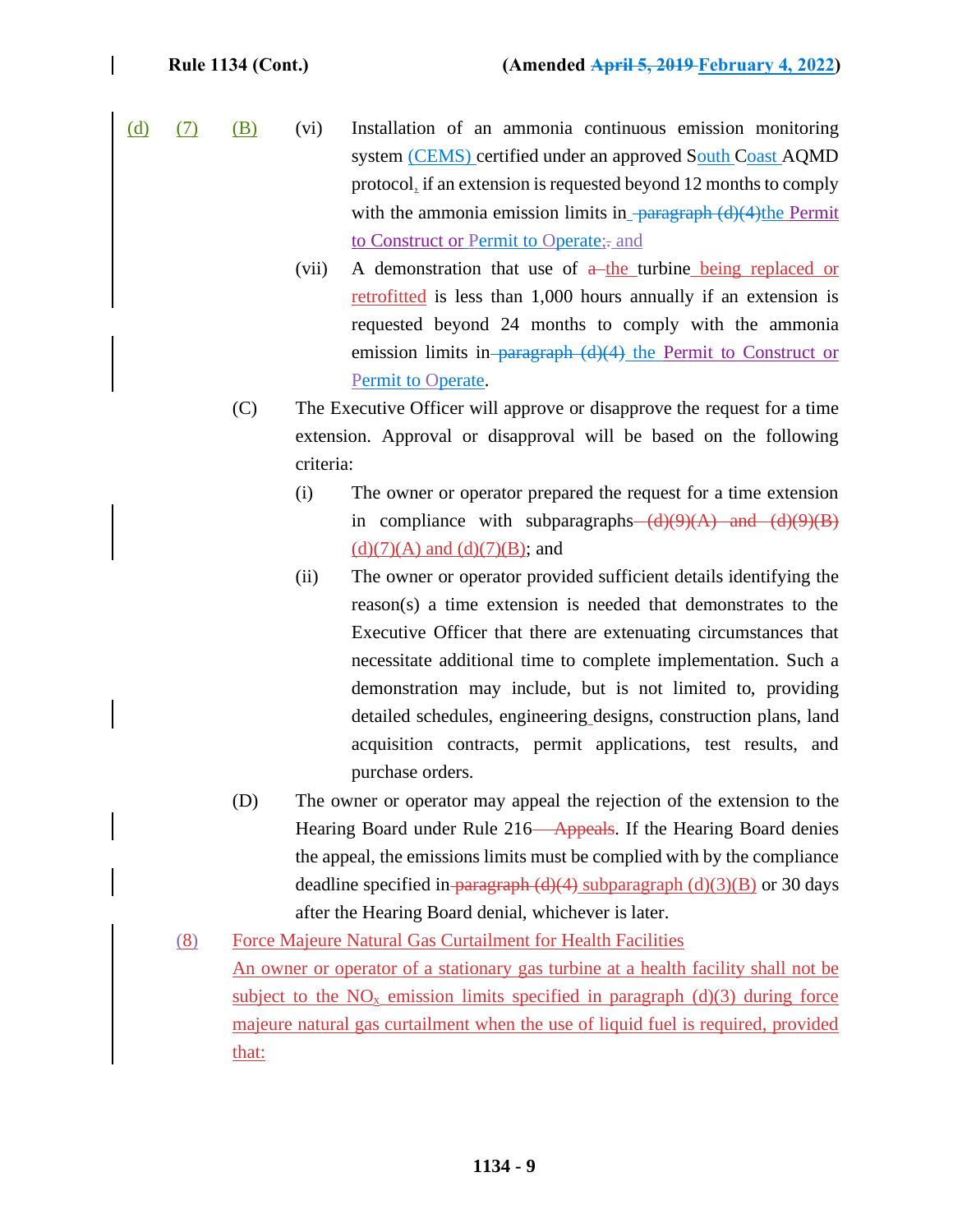(d) (7) (B) (vi) Installation of an ammonia continuous emission monitoring system (CEMS) certified under an approved South Coast AQMD protocol, if an extension is requested beyond 12 months to comply with the ammonia emission limits in ~~paragraph (d)(4)~~ the Permit to Construct or Permit to Operate; ~~.~~ and

(vii) A demonstration that use of ~~a~~ the turbine being replaced or retrofitted is less than 1,000 hours annually if an extension is requested beyond 24 months to comply with the ammonia emission limits in ~~paragraph (d)(4)~~ the Permit to Construct or Permit to Operate.

(C) The Executive Officer will approve or disapprove the request for a time extension. Approval or disapproval will be based on the following criteria:

(i) The owner or operator prepared the request for a time extension in compliance with subparagraphs ~~(d)(9)(A) and (d)(9)(B)~~ (d)(7)(A) and (d)(7)(B); and

(ii) The owner or operator provided sufficient details identifying the reason(s) a time extension is needed that demonstrates to the Executive Officer that there are extenuating circumstances that necessitate additional time to complete implementation. Such a demonstration may include, but is not limited to, providing detailed schedules, engineering designs, construction plans, land acquisition contracts, permit applications, test results, and purchase orders.

(D) The owner or operator may appeal the rejection of the extension to the Hearing Board under Rule 216 ~~– Appeals~~. If the Hearing Board denies the appeal, the emissions limits must be complied with by the compliance deadline specified in ~~paragraph (d)(4)~~ subparagraph (d)(3)(B) or 30 days after the Hearing Board denial, whichever is later.

(8) Force Majeure Natural Gas Curtailment for Health Facilities

An owner or operator of a stationary gas turbine at a health facility shall not be subject to the $NO_x$ emission limits specified in paragraph (d)(3) during force majeure natural gas curtailment when the use of liquid fuel is required, provided that: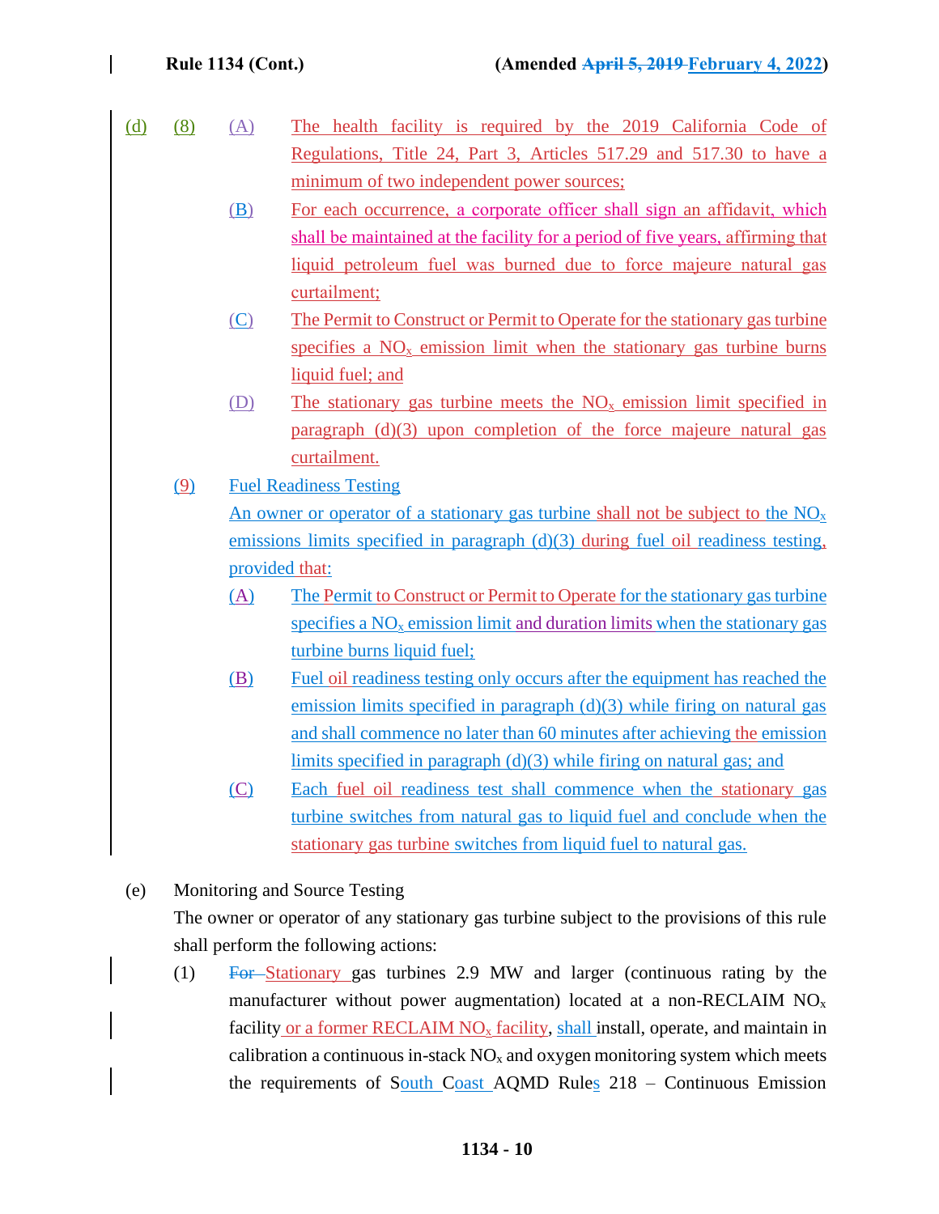(d) (8) (A) The health facility is required by the 2019 California Code of Regulations, Title 24, Part 3, Articles 517.29 and 517.30 to have a minimum of two independent power sources;

(B) For each occurrence, a corporate officer shall sign an affidavit, which shall be maintained at the facility for a period of five years, affirming that liquid petroleum fuel was burned due to force majeure natural gas curtailment;

(C) The Permit to Construct or Permit to Operate for the stationary gas turbine specifies a $NO_x$ emission limit when the stationary gas turbine burns liquid fuel; and

(D) The stationary gas turbine meets the $NO_x$ emission limit specified in paragraph (d)(3) upon completion of the force majeure natural gas curtailment.

(9) Fuel Readiness Testing

An owner or operator of a stationary gas turbine shall not be subject to the $NO_x$ emissions limits specified in paragraph (d)(3) during fuel oil readiness testing, provided that:

(A) The Permit to Construct or Permit to Operate for the stationary gas turbine specifies a $NO_x$ emission limit and duration limits when the stationary gas turbine burns liquid fuel;

(B) Fuel oil readiness testing only occurs after the equipment has reached the emission limits specified in paragraph (d)(3) while firing on natural gas and shall commence no later than 60 minutes after achieving the emission limits specified in paragraph (d)(3) while firing on natural gas; and

(C) Each fuel oil readiness test shall commence when the stationary gas turbine switches from natural gas to liquid fuel and conclude when the stationary gas turbine switches from liquid fuel to natural gas.

(e) Monitoring and Source Testing

The owner or operator of any stationary gas turbine subject to the provisions of this rule shall perform the following actions:

(1) ~~For~~ Stationary gas turbines 2.9 MW and larger (continuous rating by the manufacturer without power augmentation) located at a non-RECLAIM $NO_x$ facility or a former RECLAIM $NO_x$ facility, shall install, operate, and maintain in calibration a continuous in-stack $NO_x$ and oxygen monitoring system which meets the requirements of South Coast AQMD Rules 218 – Continuous Emission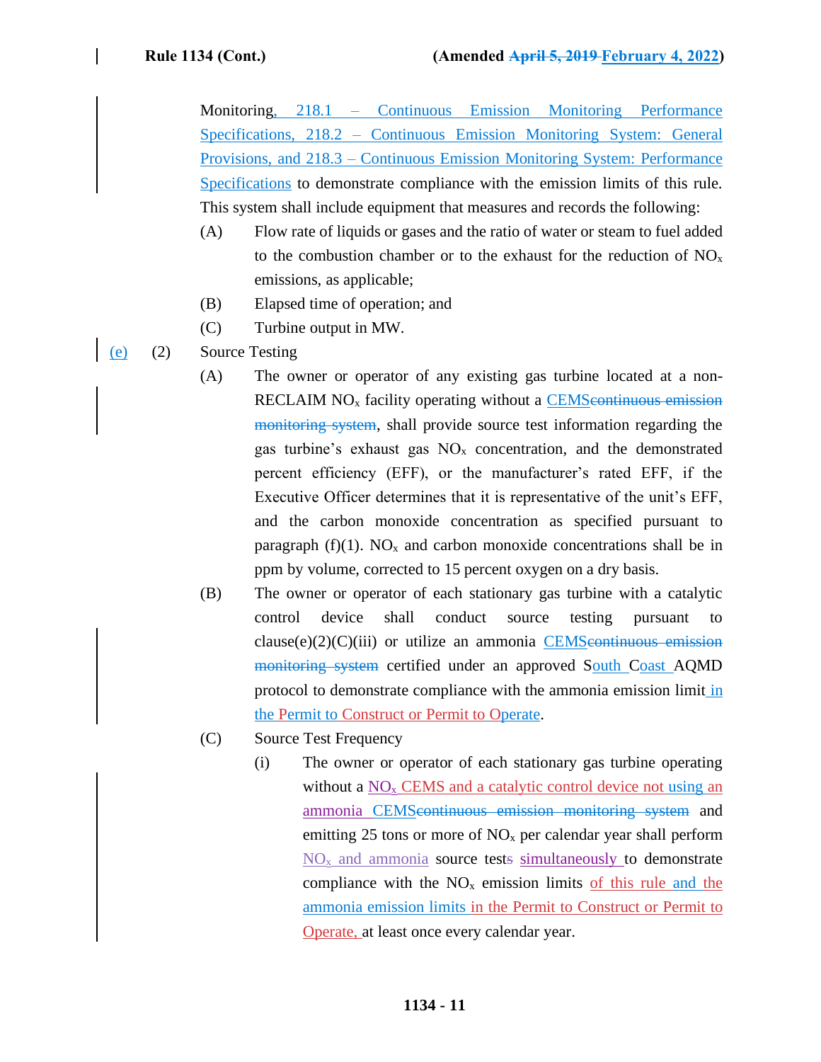Monitoring, 218.1 – Continuous Emission Monitoring Performance Specifications, 218.2 – Continuous Emission Monitoring System: General Provisions, and 218.3 – Continuous Emission Monitoring System: Performance Specifications to demonstrate compliance with the emission limits of this rule. This system shall include equipment that measures and records the following:

(A) Flow rate of liquids or gases and the ratio of water or steam to fuel added to the combustion chamber or to the exhaust for the reduction of $NO_x$ emissions, as applicable;

(B) Elapsed time of operation; and

(C) Turbine output in MW.

(e) (2) Source Testing

(A) The owner or operator of any existing gas turbine located at a non-RECLAIM $NO_x$ facility operating without a CEMS~~continuous emission monitoring system~~, shall provide source test information regarding the gas turbine's exhaust gas $NO_x$ concentration, and the demonstrated percent efficiency (EFF), or the manufacturer's rated EFF, if the Executive Officer determines that it is representative of the unit's EFF, and the carbon monoxide concentration as specified pursuant to paragraph (f)(1). $NO_x$ and carbon monoxide concentrations shall be in ppm by volume, corrected to 15 percent oxygen on a dry basis.

(B) The owner or operator of each stationary gas turbine with a catalytic control device shall conduct source testing pursuant to clause(e)(2)(C)(iii) or utilize an ammonia CEMS~~continuous emission monitoring system~~ certified under an approved South Coast AQMD protocol to demonstrate compliance with the ammonia emission limit in the Permit to Construct or Permit to Operate.

(C) Source Test Frequency

(i) The owner or operator of each stationary gas turbine operating without a $NO_x$ CEMS and a catalytic control device not using an ammonia CEMS~~continuous emission monitoring system~~ and emitting 25 tons or more of $NO_x$ per calendar year shall perform $NO_x$ and ammonia source tests~~s~~ simultaneously to demonstrate compliance with the $NO_x$ emission limits of this rule and the ammonia emission limits in the Permit to Construct or Permit to Operate, at least once every calendar year.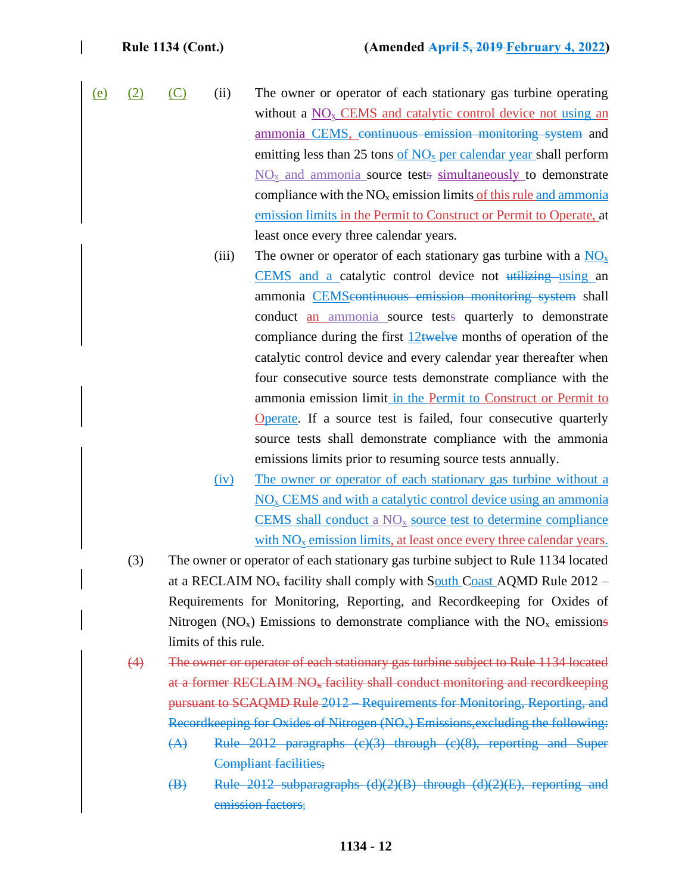(e) (2) (C) (ii) The owner or operator of each stationary gas turbine operating without a $NO_x$ CEMS and catalytic control device not using an ammonia CEMS, ~~continuous emission monitoring system~~ and emitting less than 25 tons of $NO_x$ per calendar year shall perform $NO_x$ and ammonia source test~~s~~ simultaneously to demonstrate compliance with the $NO_x$ emission limits of this rule and ammonia emission limits in the Permit to Construct or Permit to Operate, at least once every three calendar years.

(iii) The owner or operator of each stationary gas turbine with a $NO_x$ CEMS and a catalytic control device not ~~utilizing~~ using an ammonia CEMS~~continuous emission monitoring system~~ shall conduct an ammonia source test~~s~~ quarterly to demonstrate compliance during the first 12~~twelve~~ months of operation of the catalytic control device and every calendar year thereafter when four consecutive source tests demonstrate compliance with the ammonia emission limit in the Permit to Construct or Permit to Operate. If a source test is failed, four consecutive quarterly source tests shall demonstrate compliance with the ammonia emissions limits prior to resuming source tests annually.

(iv) The owner or operator of each stationary gas turbine without a $NO_x$ CEMS and with a catalytic control device using an ammonia CEMS shall conduct a $NO_x$ source test to determine compliance with $NO_x$ emission limits, at least once every three calendar years.

(3) The owner or operator of each stationary gas turbine subject to Rule 1134 located at a RECLAIM $NO_x$ facility shall comply with South Coast AQMD Rule 2012 – Requirements for Monitoring, Reporting, and Recordkeeping for Oxides of Nitrogen ($NO_x$) Emissions to demonstrate compliance with the $NO_x$ emission~~s~~ limits of this rule.

~~(4) The owner or operator of each stationary gas turbine subject to Rule 1134 located at a former RECLAIM $NO_x$ facility shall conduct monitoring and recordkeeping pursuant to SCAQMD Rule 2012 – Requirements for Monitoring, Reporting, and Recordkeeping for Oxides of Nitrogen ($NO_x$) Emissions,excluding the following:~~

~~(A) Rule 2012 paragraphs (c)(3) through (c)(8), reporting and Super Compliant facilities;~~

~~(B) Rule 2012 subparagraphs (d)(2)(B) through (d)(2)(E), reporting and emission factors;~~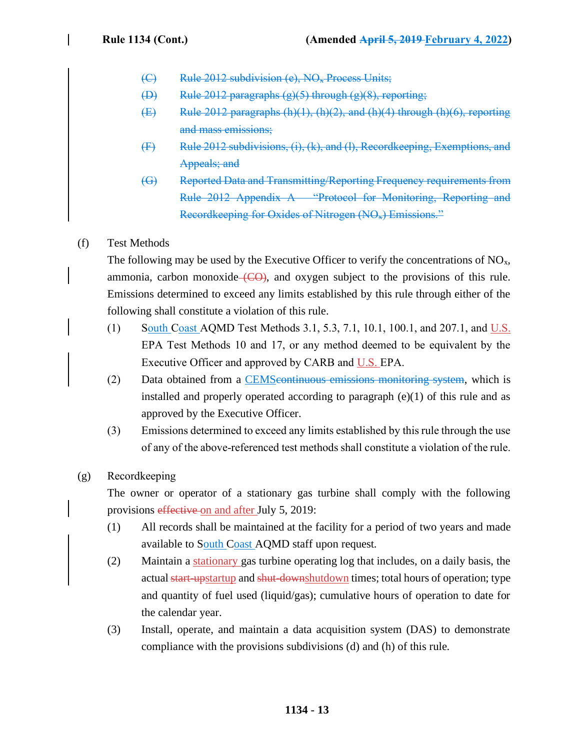(C) Rule 2012 subdivision (e), $NO_x$ Process Units;

(D) Rule 2012 paragraphs (g)(5) through (g)(8), reporting;

(E) Rule 2012 paragraphs (h)(1), (h)(2), and (h)(4) through (h)(6), reporting and mass emissions;

(F) Rule 2012 subdivisions, (i), (k), and (l), Recordkeeping, Exemptions, and Appeals; and

(G) Reported Data and Transmitting/Reporting Frequency requirements from Rule 2012 Appendix A – "Protocol for Monitoring, Reporting and Recordkeeping for Oxides of Nitrogen ($NO_x$) Emissions."

(f) Test Methods

The following may be used by the Executive Officer to verify the concentrations of $NO_x$, ammonia, carbon monoxide (CO), and oxygen subject to the provisions of this rule. Emissions determined to exceed any limits established by this rule through either of the following shall constitute a violation of this rule.

(1) South Coast AQMD Test Methods 3.1, 5.3, 7.1, 10.1, 100.1, and 207.1, and U.S. EPA Test Methods 10 and 17, or any method deemed to be equivalent by the Executive Officer and approved by CARB and U.S. EPA.

(2) Data obtained from a CEMScontinuous emissions monitoring system, which is installed and properly operated according to paragraph (e)(1) of this rule and as approved by the Executive Officer.

(3) Emissions determined to exceed any limits established by this rule through the use of any of the above-referenced test methods shall constitute a violation of the rule.

(g) Recordkeeping

The owner or operator of a stationary gas turbine shall comply with the following provisions effective on and after July 5, 2019:

(1) All records shall be maintained at the facility for a period of two years and made available to South Coast AQMD staff upon request.

(2) Maintain a stationary gas turbine operating log that includes, on a daily basis, the actual start-upstartup and shut-downshutdown times; total hours of operation; type and quantity of fuel used (liquid/gas); cumulative hours of operation to date for the calendar year.

(3) Install, operate, and maintain a data acquisition system (DAS) to demonstrate compliance with the provisions subdivisions (d) and (h) of this rule.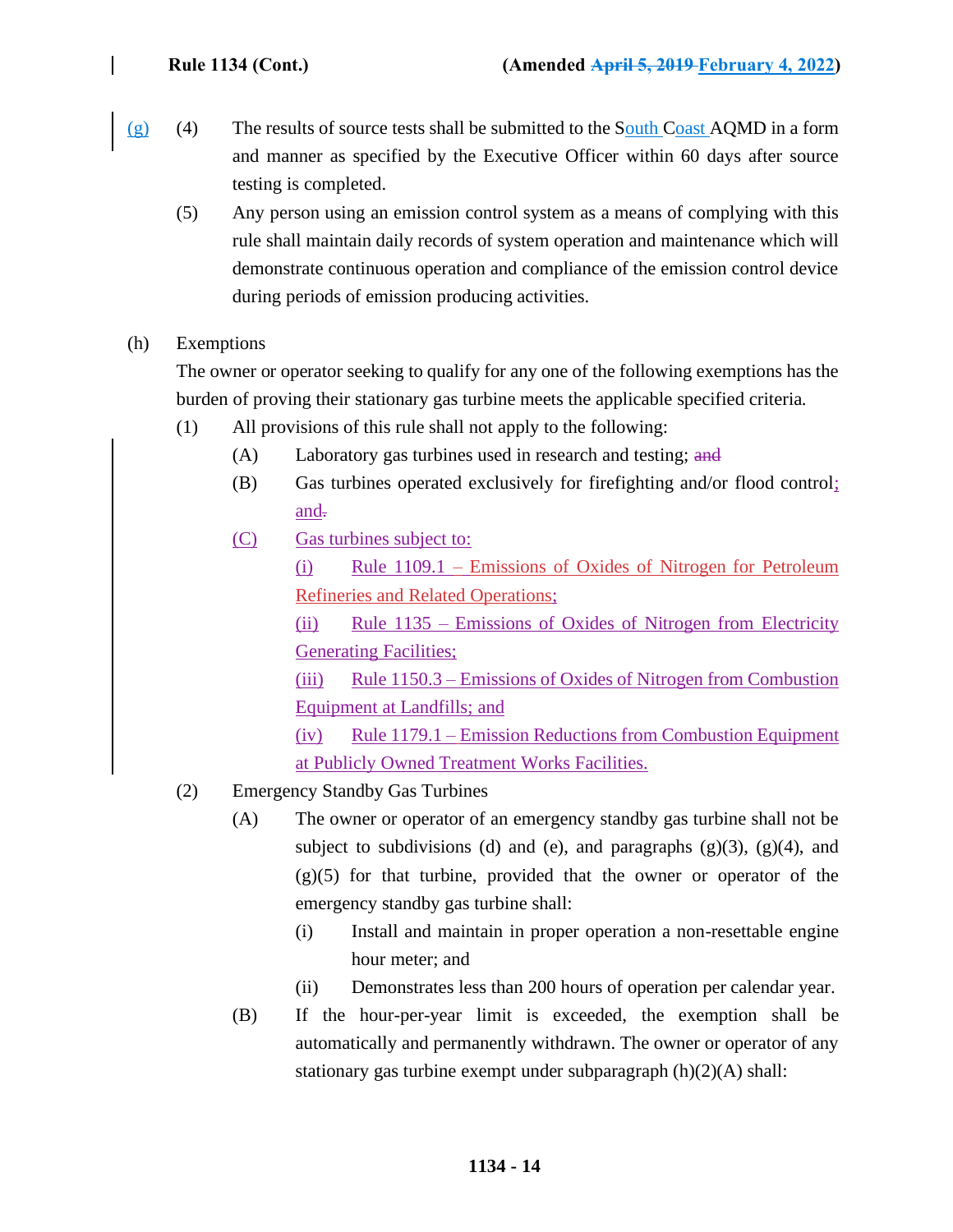(g) (4) The results of source tests shall be submitted to the South Coast AQMD in a form and manner as specified by the Executive Officer within 60 days after source testing is completed.

(5) Any person using an emission control system as a means of complying with this rule shall maintain daily records of system operation and maintenance which will demonstrate continuous operation and compliance of the emission control device during periods of emission producing activities.

(h) Exemptions

The owner or operator seeking to qualify for any one of the following exemptions has the burden of proving their stationary gas turbine meets the applicable specified criteria.

(1) All provisions of this rule shall not apply to the following:

(A) Laboratory gas turbines used in research and testing; ~~and~~

(B) Gas turbines operated exclusively for firefighting and/or flood control; and~~.~~

(C) Gas turbines subject to:

(i) Rule 1109.1 – Emissions of Oxides of Nitrogen for Petroleum Refineries and Related Operations;

(ii) Rule 1135 – Emissions of Oxides of Nitrogen from Electricity Generating Facilities;

(iii) Rule 1150.3 – Emissions of Oxides of Nitrogen from Combustion Equipment at Landfills; and

(iv) Rule 1179.1 – Emission Reductions from Combustion Equipment at Publicly Owned Treatment Works Facilities.

(2) Emergency Standby Gas Turbines

(A) The owner or operator of an emergency standby gas turbine shall not be subject to subdivisions (d) and (e), and paragraphs (g)(3), (g)(4), and (g)(5) for that turbine, provided that the owner or operator of the emergency standby gas turbine shall:

(i) Install and maintain in proper operation a non-resettable engine hour meter; and

(ii) Demonstrates less than 200 hours of operation per calendar year.

(B) If the hour-per-year limit is exceeded, the exemption shall be automatically and permanently withdrawn. The owner or operator of any stationary gas turbine exempt under subparagraph (h)(2)(A) shall: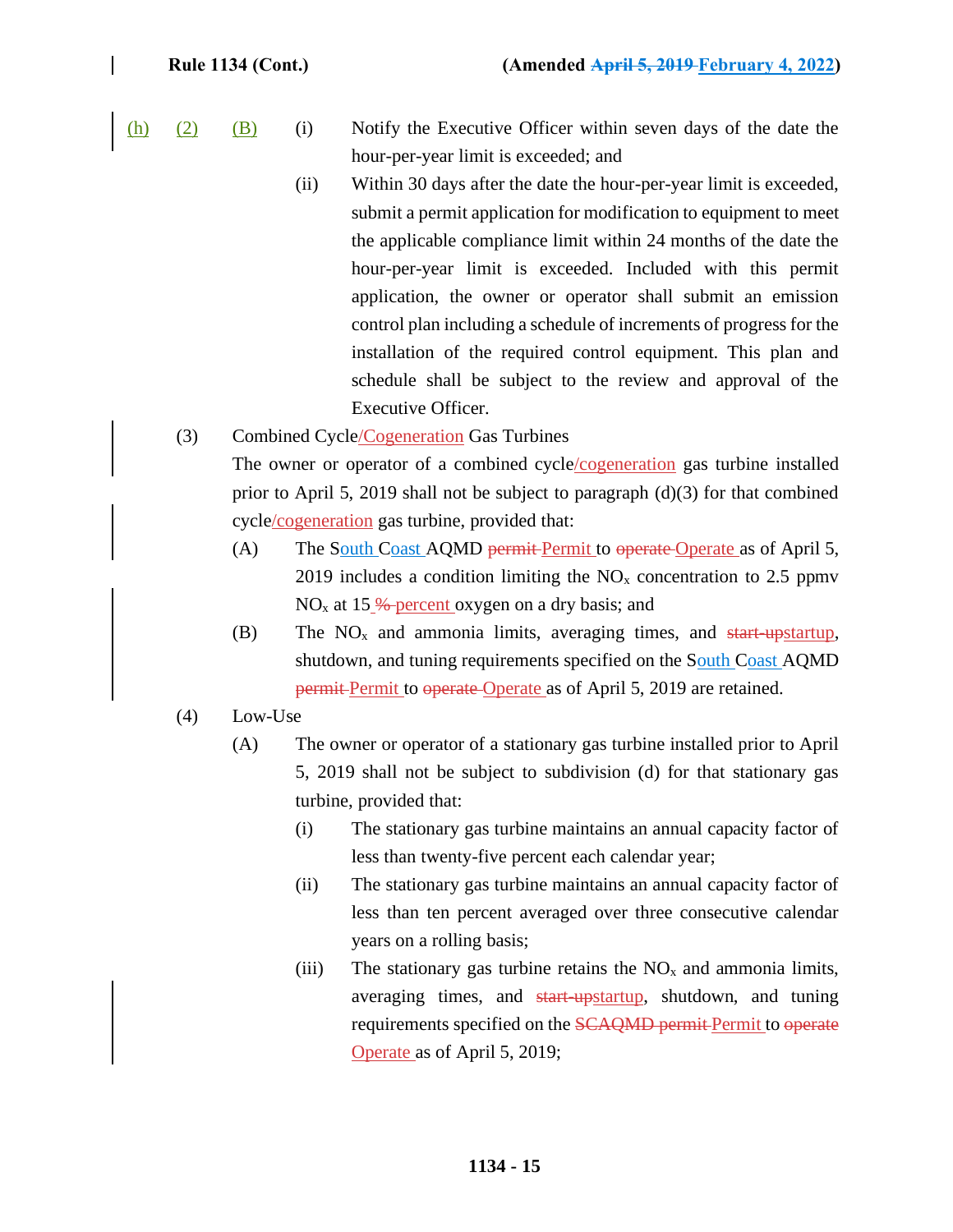(h) (2) (B)

(i) Notify the Executive Officer within seven days of the date the hour-per-year limit is exceeded; and

(ii) Within 30 days after the date the hour-per-year limit is exceeded, submit a permit application for modification to equipment to meet the applicable compliance limit within 24 months of the date the hour-per-year limit is exceeded. Included with this permit application, the owner or operator shall submit an emission control plan including a schedule of increments of progress for the installation of the required control equipment. This plan and schedule shall be subject to the review and approval of the Executive Officer.

(3) Combined Cycle/Cogeneration Gas Turbines

The owner or operator of a combined cycle/cogeneration gas turbine installed prior to April 5, 2019 shall not be subject to paragraph (d)(3) for that combined cycle/cogeneration gas turbine, provided that:

(A) The South Coast AQMD Permit to Operate as of April 5, 2019 includes a condition limiting the $NO_x$ concentration to 2.5 ppmv $NO_x$ at 15 percent oxygen on a dry basis; and

(B) The $NO_x$ and ammonia limits, averaging times, and startup, shutdown, and tuning requirements specified on the South Coast AQMD Permit to Operate as of April 5, 2019 are retained.

(4) Low-Use

(A) The owner or operator of a stationary gas turbine installed prior to April 5, 2019 shall not be subject to subdivision (d) for that stationary gas turbine, provided that:

(i) The stationary gas turbine maintains an annual capacity factor of less than twenty-five percent each calendar year;

(ii) The stationary gas turbine maintains an annual capacity factor of less than ten percent averaged over three consecutive calendar years on a rolling basis;

(iii) The stationary gas turbine retains the $NO_x$ and ammonia limits, averaging times, and startup, shutdown, and tuning requirements specified on the Permit to Operate as of April 5, 2019;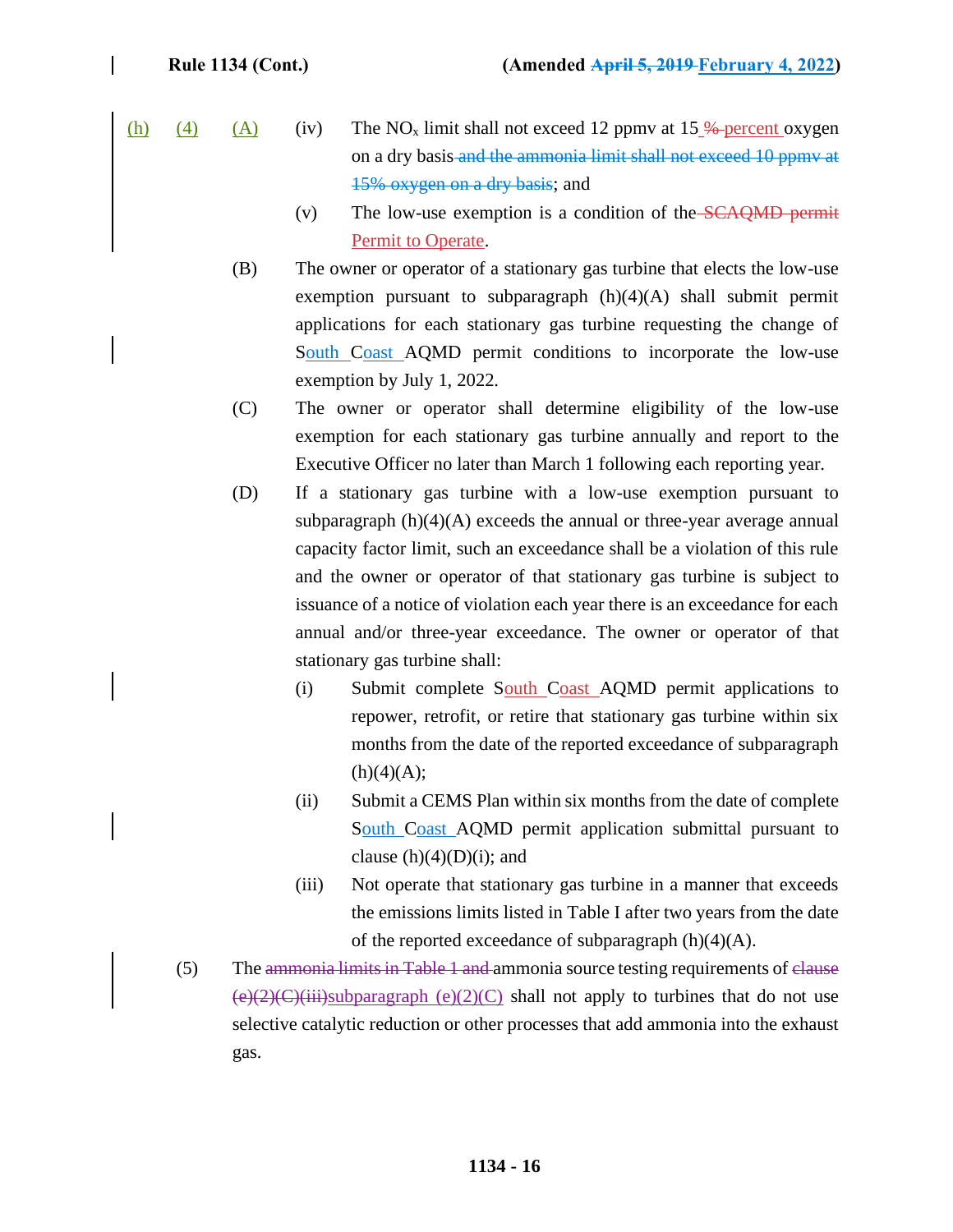(h) (4) (A) (iv) The $NO_x$ limit shall not exceed 12 ppmv at 15 ~~%~~ percent oxygen on a dry basis ~~and the ammonia limit shall not exceed 10 ppmv at 15% oxygen on a dry basis~~; and

(v) The low-use exemption is a condition of the ~~SCAQMD permit~~ Permit to Operate.

(B) The owner or operator of a stationary gas turbine that elects the low-use exemption pursuant to subparagraph (h)(4)(A) shall submit permit applications for each stationary gas turbine requesting the change of South Coast AQMD permit conditions to incorporate the low-use exemption by July 1, 2022.

(C) The owner or operator shall determine eligibility of the low-use exemption for each stationary gas turbine annually and report to the Executive Officer no later than March 1 following each reporting year.

(D) If a stationary gas turbine with a low-use exemption pursuant to subparagraph (h)(4)(A) exceeds the annual or three-year average annual capacity factor limit, such an exceedance shall be a violation of this rule and the owner or operator of that stationary gas turbine is subject to issuance of a notice of violation each year there is an exceedance for each annual and/or three-year exceedance. The owner or operator of that stationary gas turbine shall:

(i) Submit complete South Coast AQMD permit applications to repower, retrofit, or retire that stationary gas turbine within six months from the date of the reported exceedance of subparagraph (h)(4)(A);

(ii) Submit a CEMS Plan within six months from the date of complete South Coast AQMD permit application submittal pursuant to clause (h)(4)(D)(i); and

(iii) Not operate that stationary gas turbine in a manner that exceeds the emissions limits listed in Table I after two years from the date of the reported exceedance of subparagraph (h)(4)(A).

(5) The ~~ammonia limits in Table 1 and~~ ammonia source testing requirements of ~~clause (e)(2)(C)(iii)~~subparagraph (e)(2)(C) shall not apply to turbines that do not use selective catalytic reduction or other processes that add ammonia into the exhaust gas.